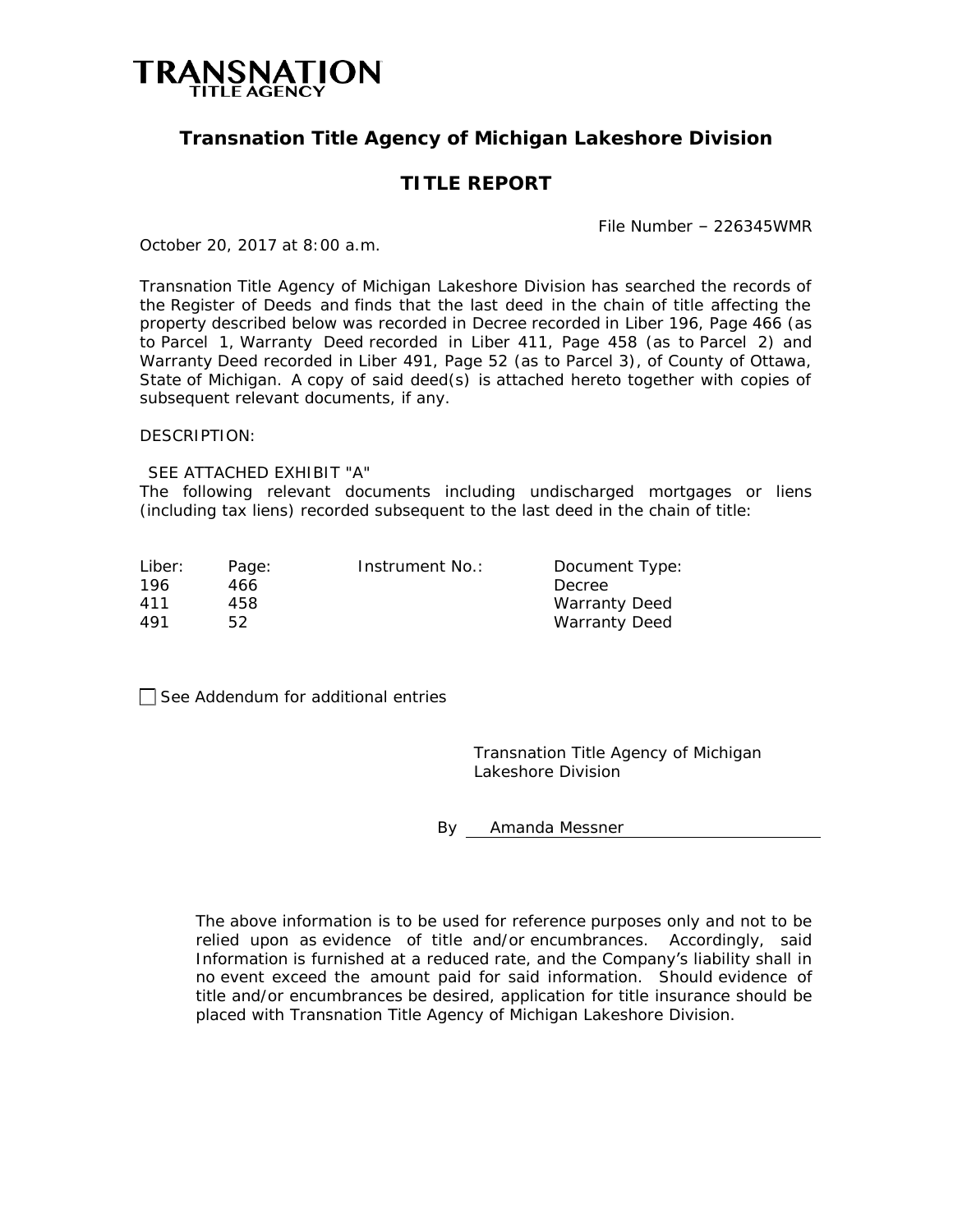**TRANSNATION**
TITLE AGENCY

## Transnation Title Agency of Michigan Lakeshore Division

# TITLE REPORT

File Number – 226345WMR

October 20, 2017 at 8:00 a.m.

Transnation Title Agency of Michigan Lakeshore Division has searched the records of the Register of Deeds and finds that the last deed in the chain of title affecting the property described below was recorded in Decree recorded in Liber 196, Page 466 (as to Parcel 1, Warranty Deed recorded in Liber 411, Page 458 (as to Parcel 2) and Warranty Deed recorded in Liber 491, Page 52 (as to Parcel 3), of County of Ottawa, State of Michigan. A copy of said deed(s) is attached hereto together with copies of subsequent relevant documents, if any.

DESCRIPTION:

SEE ATTACHED EXHIBIT "A"

The following relevant documents including undischarged mortgages or liens (including tax liens) recorded subsequent to the last deed in the chain of title:

| Liber: | Page: | Instrument No.: | Document Type: |
|---|---|---|---|
| 196 | 466 | | Decree |
| 411 | 458 | | Warranty Deed |
| 491 | 52 | | Warranty Deed |

☐ See Addendum for additional entries

Transnation Title Agency of Michigan Lakeshore Division

By Amanda Messner

The above information is to be used for reference purposes only and not to be relied upon as evidence of title and/or encumbrances. Accordingly, said Information is furnished at a reduced rate, and the Company's liability shall in no event exceed the amount paid for said information. Should evidence of title and/or encumbrances be desired, application for title insurance should be placed with Transnation Title Agency of Michigan Lakeshore Division.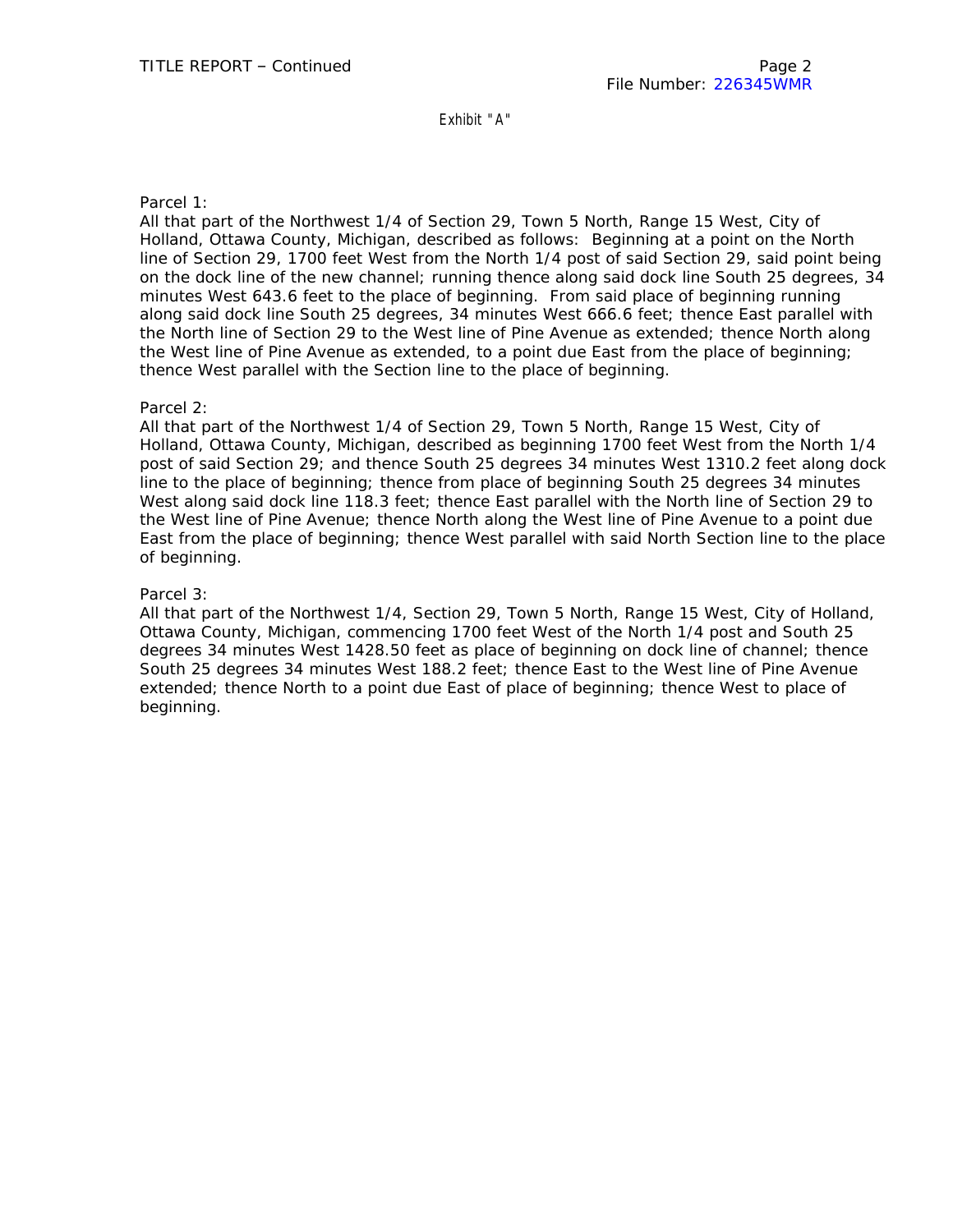Exhibit "A"

Parcel 1:
All that part of the Northwest 1/4 of Section 29, Town 5 North, Range 15 West, City of Holland, Ottawa County, Michigan, described as follows: Beginning at a point on the North line of Section 29, 1700 feet West from the North 1/4 post of said Section 29, said point being on the dock line of the new channel; running thence along said dock line South 25 degrees, 34 minutes West 643.6 feet to the place of beginning. From said place of beginning running along said dock line South 25 degrees, 34 minutes West 666.6 feet; thence East parallel with the North line of Section 29 to the West line of Pine Avenue as extended; thence North along the West line of Pine Avenue as extended, to a point due East from the place of beginning; thence West parallel with the Section line to the place of beginning.

Parcel 2:
All that part of the Northwest 1/4 of Section 29, Town 5 North, Range 15 West, City of Holland, Ottawa County, Michigan, described as beginning 1700 feet West from the North 1/4 post of said Section 29; and thence South 25 degrees 34 minutes West 1310.2 feet along dock line to the place of beginning; thence from place of beginning South 25 degrees 34 minutes West along said dock line 118.3 feet; thence East parallel with the North line of Section 29 to the West line of Pine Avenue; thence North along the West line of Pine Avenue to a point due East from the place of beginning; thence West parallel with said North Section line to the place of beginning.

Parcel 3:
All that part of the Northwest 1/4, Section 29, Town 5 North, Range 15 West, City of Holland, Ottawa County, Michigan, commencing 1700 feet West of the North 1/4 post and South 25 degrees 34 minutes West 1428.50 feet as place of beginning on dock line of channel; thence South 25 degrees 34 minutes West 188.2 feet; thence East to the West line of Pine Avenue extended; thence North to a point due East of place of beginning; thence West to place of beginning.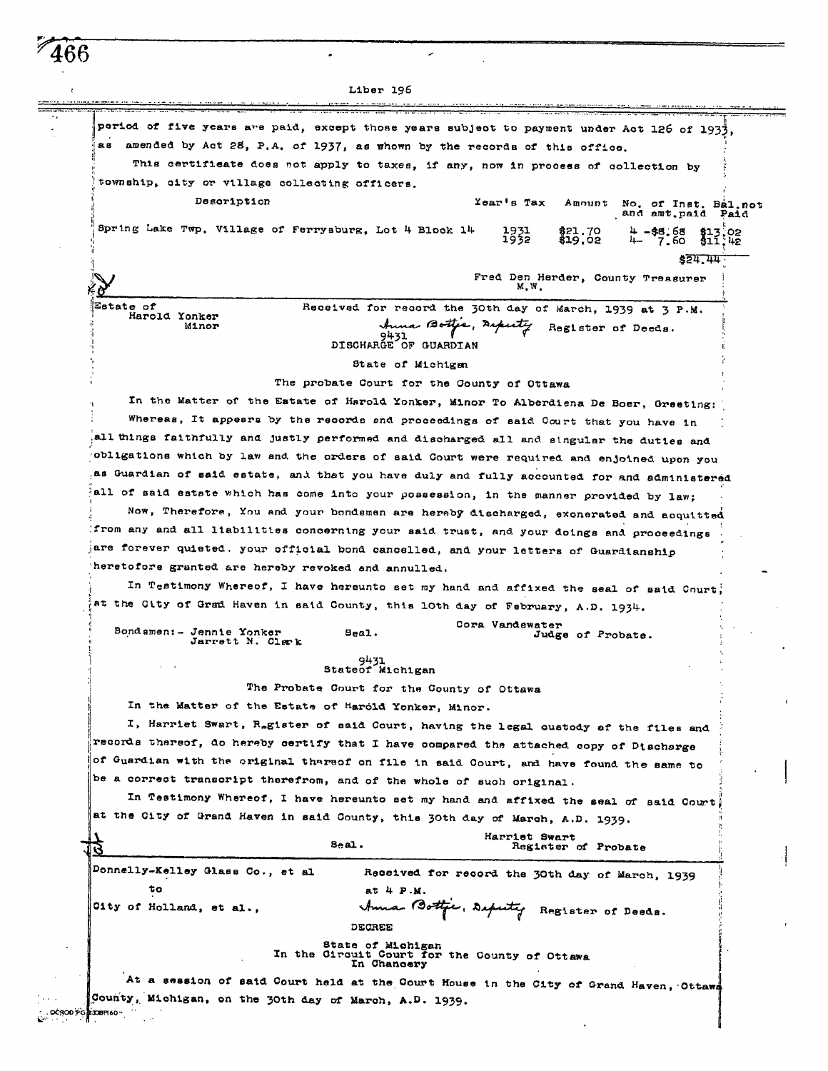Liber 196

period of five years are paid, except those years subject to payment under Act 126 of 1933, as amended by Act 28, P.A. of 1937, as shown by the records of this office.

This certificate does not apply to taxes, if any, now in process of collection by township, city or village collecting officers.

| Description | Year's Tax | Amount | No. of Inst. and amt.paid | Bal.not Paid |
|---|---|---|---|---|
| Spring Lake Twp. Village of Ferrysburg, Lot 4 Block 14 | 1931 | $21.70 | 4 -$8.68 | $13.02 |
| | 1932 | $19.02 | 4- 7.60 | $11.42 |
| | | | | $24.44 |

Fred Den Herder, County Treasurer
M.W.

Estate of
Harold Yonker
Minor

Received for record the 30th day of March, 1939 at 3 P.M.
Anna Bottje, Deputy Register of Deeds.

9431
DISCHARGE OF GUARDIAN

State of Michigan

The probate Court for the County of Ottawa

In the Matter of the Estate of Harold Yonker, Minor To Alberdiena De Boer, Greeting:

Whereas, It appears by the records and proceedings of said Court that you have in all things faithfully and justly performed and discharged all and singular the duties and obligations which by law and the orders of said Court were required and enjoined upon you as Guardian of said estate, and that you have duly and fully accounted for and administered all of said estate which has come into your possession, in the manner provided by law;

Now, Therefore, You and your bondsmen are hereby discharged, exonerated and acquitted from any and all liabilities concerning your said trust, and your doings and proceedings are forever quieted. your official bond cancelled, and your letters of Guardianship heretofore granted are hereby revoked and annulled.

In Testimony Whereof, I have hereunto set my hand and affixed the seal of said Court, at the City of Grand Haven in said County, this 10th day of February, A.D. 1934.

Bondsmen:- Jennie Yonker
Jarrett N. Clark

Seal.

Cora Vandewater
Judge of Probate.

9431
State of Michigan

The Probate Court for the County of Ottawa

In the Matter of the Estate of Harold Yonker, Minor.

I, Harriet Swart, Register of said Court, having the legal custody of the files and records thereof, do hereby certify that I have compared the attached copy of Discharge of Guardian with the original thereof on file in said Court, and have found the same to be a correct transcript therefrom, and of the whole of such original.

In Testimony Whereof, I have hereunto set my hand and affixed the seal of said Court, at the City of Grand Haven in said County, this 30th day of March, A.D. 1939.

Seal.

Harriet Swart
Register of Probate

Donnelly-Kelley Glass Co., et al
to
City of Holland, et al.,

Received for record the 30th day of March, 1939 at 4 P.M.
Anna Bottje, Deputy Register of Deeds.

DECREE

State of Michigan
In the Circuit Court for the County of Ottawa
In Chancery

At a session of said Court held at the Court House in the City of Grand Haven, Ottawa County, Michigan, on the 30th day of March, A.D. 1939.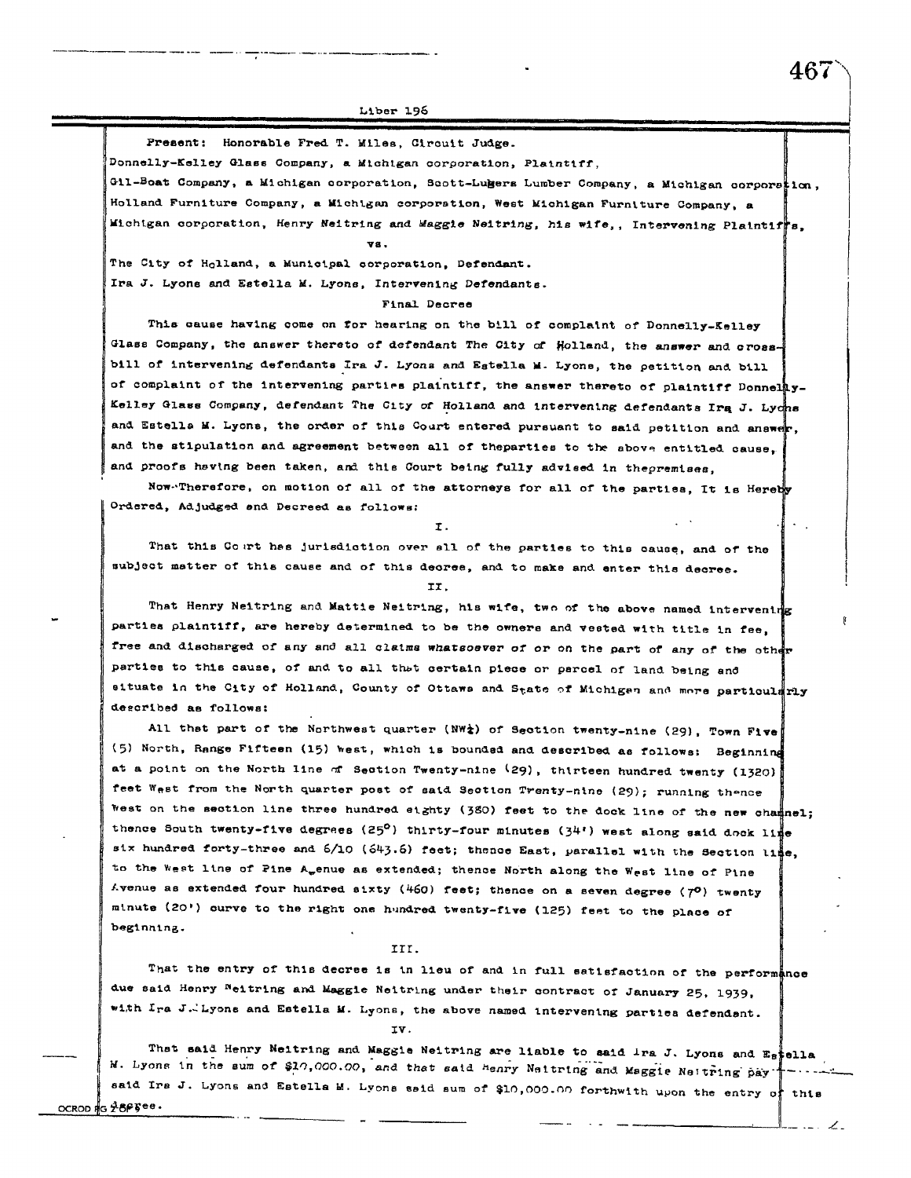Present: Honorable Fred T. Miles, Circuit Judge.

Donnelly-Kelley Glass Company, a Michigan corporation, Plaintiff,

Gil-Boat Company, a Michigan corporation, Scott-Lugers Lumber Company, a Michigan corporation, Holland Furniture Company, a Michigan corporation, West Michigan Furniture Company, a Michigan corporation, Henry Neitring and Maggie Neitring, his wife,, Intervening Plaintiffs,

vs.

The City of Holland, a Municipal corporation, Defendant.

Ira J. Lyons and Estella M. Lyons, Intervening Defendants.

Final Decree

This cause having come on for hearing on the bill of complaint of Donnelly-Kelley Glass Company, the answer thereto of defendant The City of Holland, the answer and cross-bill of intervening defendants Ira J. Lyons and Estella M. Lyons, the petition and bill of complaint of the intervening parties plaintiff, the answer thereto of plaintiff Donnelly-Kelley Glass Company, defendant The City of Holland and intervening defendants Ira J. Lyons and Estella M. Lyons, the order of this Court entered pursuant to said petition and answer, and the stipulation and agreement between all of theparties to the above entitled cause, and proofs having been taken, and this Court being fully advised in thepremises,

Now Therefore, on motion of all of the attorneys for all of the parties, It is Hereby Ordered, Adjudged and Decreed as follows:

I.

That this Court has jurisdiction over all of the parties to this cause, and of the subject matter of this cause and of this decree, and to make and enter this decree.

II.

That Henry Neitring and Mattie Neitring, his wife, two of the above named intervening parties plaintiff, are hereby determined to be the owners and vested with title in fee, free and discharged of any and all claims whatsoever of or on the part of any of the other parties to this cause, of and to all that certain piece or parcel of land being and situate in the City of Holland, County of Ottawa and State of Michigan and more particularly described as follows:

All that part of the Northwest quarter (NW¼) of Section twenty-nine (29), Town Five (5) North, Range Fifteen (15) west, which is bounded and described as follows: Beginning at a point on the North line of Section Twenty-nine (29), thirteen hundred twenty (1320) feet West from the North quarter post of said Section Twenty-nine (29); running thence West on the section line three hundred eighty (380) feet to the dock line of the new channel; thence South twenty-five degrees (25°) thirty-four minutes (34') west along said dock line six hundred forty-three and 6/10 (643.6) feet; thence East, parallel with the Section line, to the West line of Pine Avenue as extended; thence North along the West line of Pine Avenue as extended four hundred sixty (460) feet; thence on a seven degree (7°) twenty minute (20') curve to the right one hundred twenty-five (125) feet to the place of beginning.

III.

That the entry of this decree is in lieu of and in full satisfaction of the performance due said Henry Neitring and Maggie Neitring under their contract of January 25, 1939, with Ira J. Lyons and Estella M. Lyons, the above named intervening parties defendant.

IV.

That said Henry Neitring and Maggie Neitring are liable to said Ira J. Lyons and Estella M. Lyons in the sum of $10,000.00, and that said Henry Neitring and Maggie Neitring pay said Ira J. Lyons and Estella M. Lyons said sum of $10,000.00 forthwith upon the entry of this decree.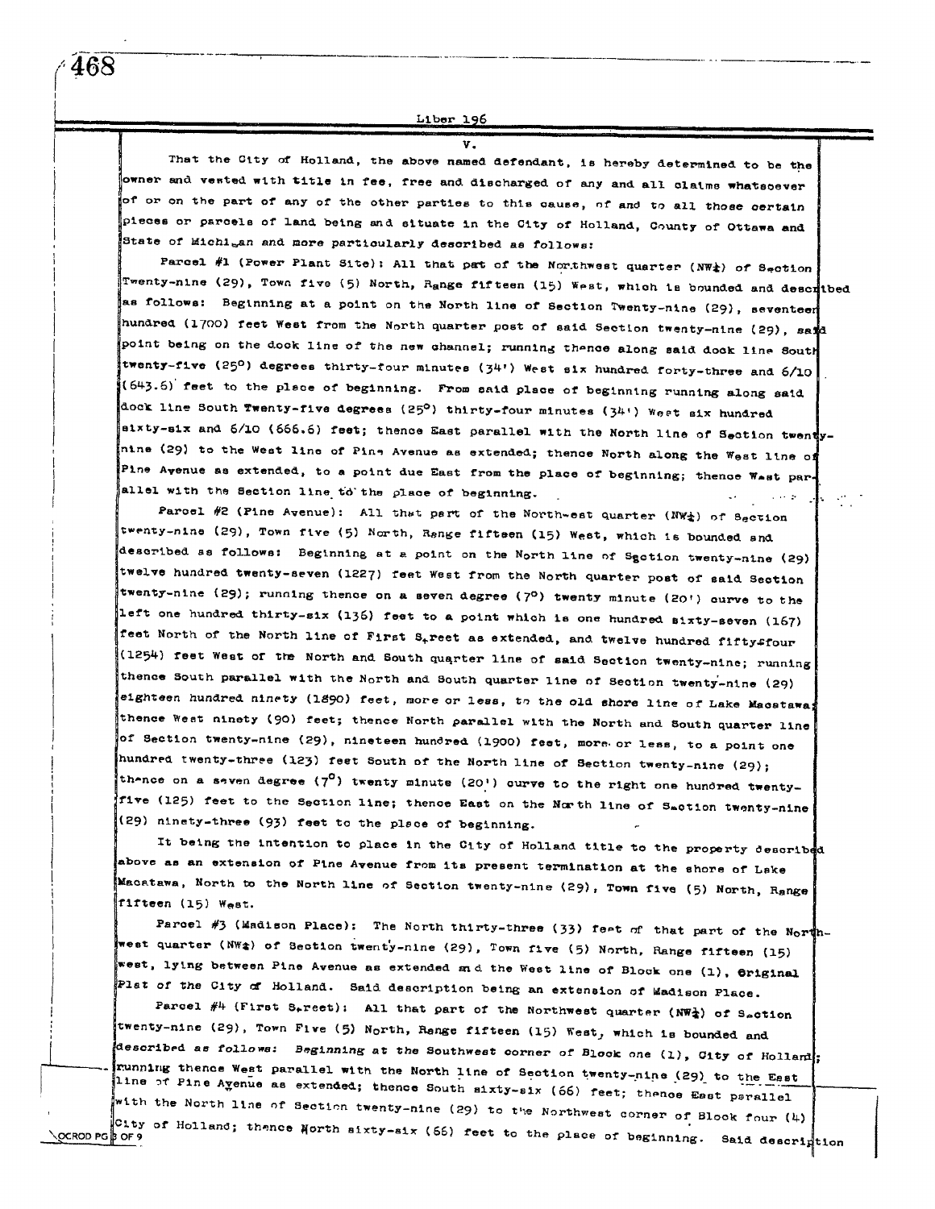V.

That the City of Holland, the above named defendant, is hereby determined to be the owner and vested with title in fee, free and discharged of any and all claims whatsoever of or on the part of any of the other parties to this cause, of and to all those certain pieces or parcels of land being and situate in the City of Holland, County of Ottawa and State of Michigan and more particularly described as follows:

Parcel #1 (Power Plant Site): All that part of the Northwest quarter (NW¼) of Section Twenty-nine (29), Town five (5) North, Range fifteen (15) West, which is bounded and described as follows: Beginning at a point on the North line of Section Twenty-nine (29), seventeen hundred (1700) feet West from the North quarter post of said Section twenty-nine (29), said point being on the dock line of the new channel; running thence along said dock line South twenty-five (25°) degrees thirty-four minutes (34') West six hundred forty-three and 6/10 (643.6) feet to the place of beginning. From said place of beginning running along said dock line South Twenty-five degrees (25°) thirty-four minutes (34') West six hundred sixty-six and 6/10 (666.6) feet; thence East parallel with the North line of Section twenty-nine (29) to the West line of Pine Avenue as extended; thence North along the West line of Pine Avenue as extended, to a point due East from the place of beginning; thence West parallel with the Section line to the place of beginning.

Parcel #2 (Pine Avenue): All that part of the North-est quarter (NW¼) of Section twenty-nine (29), Town five (5) North, Range fifteen (15) West, which is bounded and described as follows: Beginning at a point on the North line of Section twenty-nine (29) twelve hundred twenty-seven (1227) feet West from the North quarter post of said Section twenty-nine (29); running thence on a seven degree (7°) twenty minute (20') curve to the left one hundred thirty-six (136) feet to a point which is one hundred sixty-seven (167) feet North of the North line of First Street as extended, and twelve hundred fifty-four (1254) feet West of the North and South quarter line of said Section twenty-nine; running thence South parallel with the North and South quarter line of Section twenty-nine (29) eighteen hundred ninety (1890) feet, more or less, to the old shore line of Lake Macatawa; thence West ninety (90) feet; thence North parallel with the North and South quarter line of Section twenty-nine (29), nineteen hundred (1900) feet, more or less, to a point one hundred twenty-three (123) feet South of the North line of Section twenty-nine (29); thence on a seven degree (7°) twenty minute (20') curve to the right one hundred twenty-five (125) feet to the Section line; thence East on the North line of Section twenty-nine (29) ninety-three (93) feet to the place of beginning.

It being the intention to place in the City of Holland title to the property described above as an extension of Pine Avenue from its present termination at the shore of Lake Macatawa, North to the North line of Section twenty-nine (29), Town five (5) North, Range fifteen (15) West.

Parcel #3 (Madison Place): The North thirty-three (33) feet of that part of the Northwest quarter (NW¼) of Section twenty-nine (29), Town five (5) North, Range fifteen (15) West, lying between Pine Avenue as extended and the West line of Block one (1), Original Plat of the City of Holland. Said description being an extension of Madison Place.

Parcel #4 (First Street): All that part of the Northwest quarter (NW¼) of Section twenty-nine (29), Town Five (5) North, Range fifteen (15) West, which is bounded and described as follows: Beginning at the Southwest corner of Block one (1), City of Holland; running thence West parallel with the North line of Section twenty-nine (29) to the East line of Pine Avenue as extended; thence South sixty-six (66) feet; thence East parallel with the North line of Section twenty-nine (29) to the Northwest corner of Block four (4) City of Holland; thence North sixty-six (66) feet to the place of beginning. Said description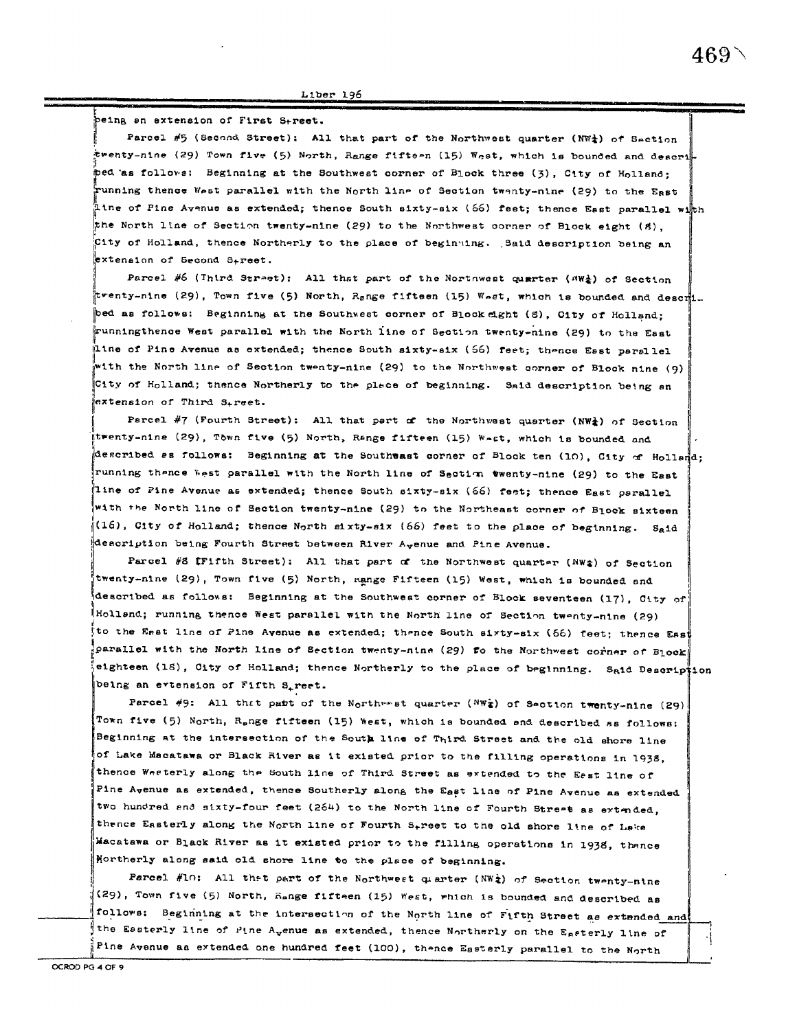being an extension of First Street.

Parcel #5 (Second Street): All that part of the Northwest quarter (NW¼) of Section twenty-nine (29) Town five (5) North, Range fifteen (15) West, which is bounded and described as follows: Beginning at the Southwest corner of Block three (3), City of Holland; running thence West parallel with the North line of Section twenty-nine (29) to the East line of Pine Avenue as extended; thence South sixty-six (66) feet; thence East parallel with the North line of Section twenty-nine (29) to the Northwest corner of Block eight (8), City of Holland, thence Northerly to the place of beginning. Said description being an extension of Second Street.

Parcel #6 (Third Street): All that part of the Northwest quarter (NW¼) of Section twenty-nine (29), Town five (5) North, Range fifteen (15) West, which is bounded and described as follows: Beginning at the Southwest corner of Block eight (8), City of Holland; runningthence West parallel with the North line of Section twenty-nine (29) to the East line of Pine Avenue as extended; thence South sixty-six (66) feet; thence East parallel with the North line of Section twenty-nine (29) to the Northwest corner of Block nine (9) City of Holland; thence Northerly to the place of beginning. Said description being an extension of Third Street.

Parcel #7 (Fourth Street): All that part of the Northwest quarter (NW¼) of Section twenty-nine (29), Town five (5) North, Range fifteen (15) West, which is bounded and described as follows: Beginning at the Southeast corner of Block ten (10), City of Holland; running thence West parallel with the North line of Section twenty-nine (29) to the East line of Pine Avenue as extended; thence South sixty-six (66) feet; thence East parallel with the North line of Section twenty-nine (29) to the Northeast corner of Block sixteen (16), City of Holland; thence North sixty-six (66) feet to the place of beginning. Said description being Fourth Street between River Avenue and Pine Avenue.

Parcel #8 (Fifth Street): All that part of the Northwest quarter (NW¼) of Section twenty-nine (29), Town five (5) North, Range Fifteen (15) West, which is bounded and described as follows: Beginning at the Southwest corner of Block seventeen (17), City of Holland; running thence West parallel with the North line of Section twenty-nine (29) to the East line of Pine Avenue as extended; thence South sixty-six (66) feet; thence East parallel with the North line of Section twenty-nine (29) to the Northwest corner of Block eighteen (18), City of Holland; thence Northerly to the place of beginning. Said Description being an extension of Fifth Street.

Parcel #9: All that part of the Northwest quarter (NW¼) of Section twenty-nine (29) Town five (5) North, Range fifteen (15) West, which is bounded and described as follows: Beginning at the intersection of the South line of Third Street and the old shore line of Lake Macatawa or Black River as it existed prior to the filling operations in 1938, thence Westerly along the South line of Third Street as extended to the East line of Pine Avenue as extended, thence Southerly along the East line of Pine Avenue as extended two hundred and sixty-four feet (264) to the North line of Fourth Street as extended, thence Easterly along the North line of Fourth Street to the old shore line of Lake Macatawa or Black River as it existed prior to the filling operations in 1938, thence Northerly along said old shore line to the place of beginning.

Parcel #10: All that part of the Northwest quarter (NW¼) of Section twenty-nine (29), Town five (5) North, Range fifteen (15) West, which is bounded and described as follows: Beginning at the intersection of the North line of Fifth Street as extended and the Easterly line of Pine Avenue as extended, thence Northerly on the Easterly line of Pine Avenue as extended one hundred feet (100), thence Easterly parallel to the North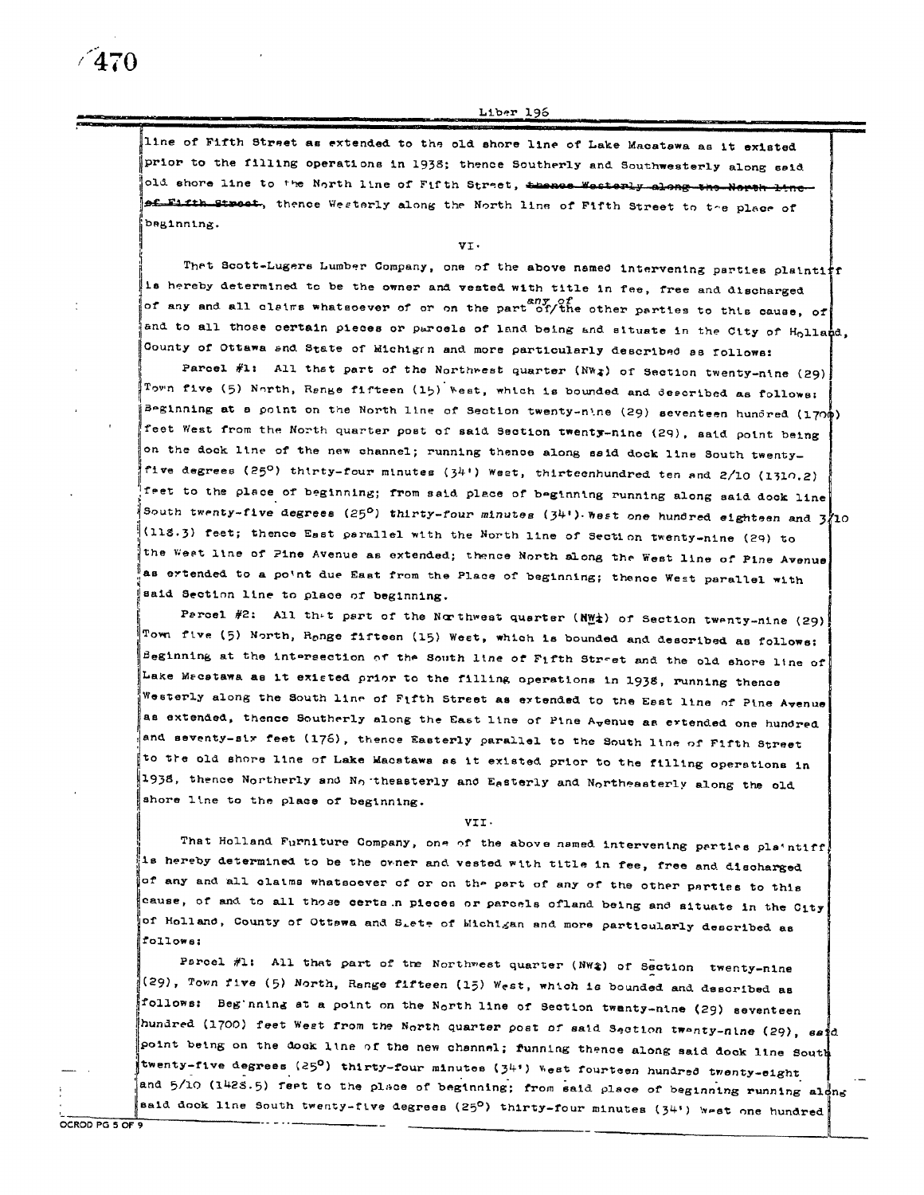line of Fifth Street as extended to the old shore line of Lake Macatawa as it existed prior to the filling operations in 1938; thence Southerly and Southwesterly along said old shore line to the North line of Fifth Street, ~~thence Westerly along the North line of Fifth Street~~, thence Westerly along the North line of Fifth Street to the place of beginning.

VI.

That Scott-Lugers Lumber Company, one of the above named intervening parties plaintiff is hereby determined to be the owner and vested with title in fee, free and discharged of any and all claims whatsoever of or on the part of any of the other parties to this cause, of and to all those certain pieces or parcels of land being and situate in the City of Holland, County of Ottawa and State of Michigan and more particularly described as follows:

Parcel #1: All that part of the Northwest quarter (NW¼) of Section twenty-nine (29) Town five (5) North, Range fifteen (15) West, which is bounded and described as follows: Beginning at a point on the North line of Section twenty-nine (29) seventeen hundred (1700) feet West from the North quarter post of said Section twenty-nine (29), said point being on the dock line of the new channel; running thence along said dock line South twenty-five degrees (25°) thirty-four minutes (34') West, thirteenhundred ten and 2/10 (1310.2) feet to the place of beginning; from said place of beginning running along said dock line South twenty-five degrees (25°) thirty-four minutes (34') West one hundred eighteen and 3/10 (118.3) feet; thence East parallel with the North line of Section twenty-nine (29) to the West line of Pine Avenue as extended; thence North along the West line of Pine Avenue as extended to a point due East from the Place of beginning; thence West parallel with said Section line to place of beginning.

Parcel #2: All that part of the Northwest quarter (NW¼) of Section twenty-nine (29) Town five (5) North, Range fifteen (15) West, which is bounded and described as follows: Beginning at the intersection of the South line of Fifth Street and the old shore line of Lake Macatawa as it existed prior to the filling operations in 1938, running thence Westerly along the South line of Fifth Street as extended to the East line of Pine Avenue as extended, thence Southerly along the East line of Pine Avenue as extended one hundred and seventy-six feet (176), thence Easterly parallel to the South line of Fifth Street to the old shore line of Lake Macatawa as it existed prior to the filling operations in 1938, thence Northerly and Northeasterly and Easterly and Northeasterly along the old shore line to the place of beginning.

VII.

That Holland Furniture Company, one of the above named intervening parties plaintiff is hereby determined to be the owner and vested with title in fee, free and discharged of any and all claims whatsoever of or on the part of any of the other parties to this cause, of and to all those certain pieces or parcels ofland being and situate in the City of Holland, County of Ottawa and State of Michigan and more particularly described as follows:

Parcel #1: All that part of the Northwest quarter (NW¼) of Section twenty-nine (29), Town five (5) North, Range fifteen (15) West, which is bounded and described as follows: Beginning at a point on the North line of Section twenty-nine (29) seventeen hundred (1700) feet West from the North quarter post of said Section twenty-nine (29), said point being on the dock line of the new channel; running thence along said dock line South twenty-five degrees (25°) thirty-four minutes (34') West fourteen hundred twenty-eight and 5/10 (1428.5) feet to the place of beginning; from said place of beginning running along said dock line South twenty-five degrees (25°) thirty-four minutes (34') West one hundred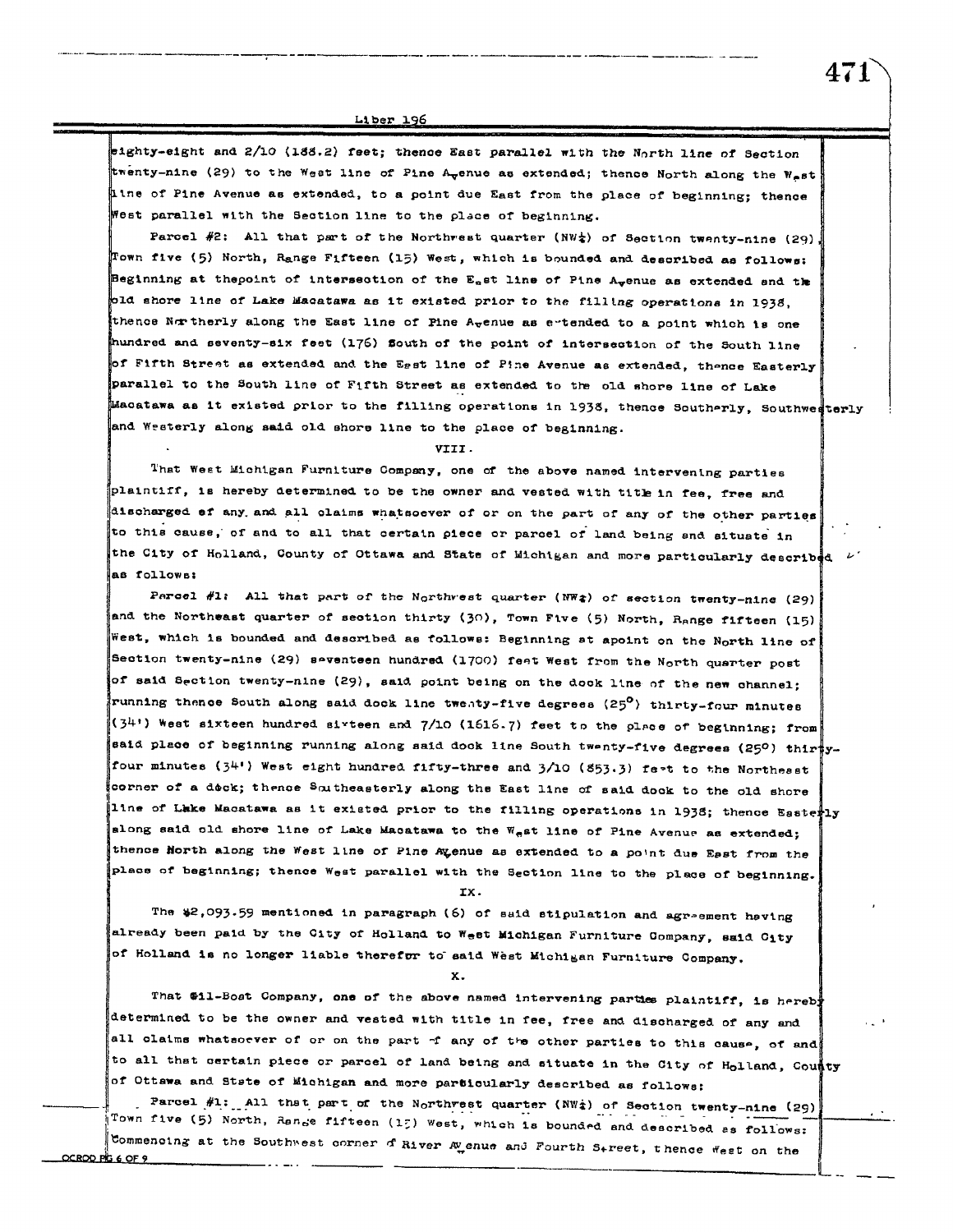eighty-eight and 2/10 (188.2) feet; thence East parallel with the North line of Section twenty-nine (29) to the West line of Pine Avenue as extended; thence North along the West line of Pine Avenue as extended, to a point due East from the place of beginning; thence West parallel with the Section line to the place of beginning.

Parcel #2: All that part of the Northwest quarter (NW¼) of Section twenty-nine (29), Town five (5) North, Range Fifteen (15) West, which is bounded and described as follows: Beginning at thepoint of intersection of the East line of Pine Avenue as extended and the old shore line of Lake Macatawa as it existed prior to the filling operations in 1938, thence Northerly along the East line of Pine Avenue as extended to a point which is one hundred and seventy-six feet (176) South of the point of intersection of the South line of Fifth Street as extended and the East line of Pine Avenue as extended, thence Easterly parallel to the South line of Fifth Street as extended to the old shore line of Lake Macatawa as it existed prior to the filling operations in 1938, thence Southerly, Southwesterly and Westerly along said old shore line to the place of beginning.

VIII.

That West Michigan Furniture Company, one of the above named intervening parties plaintiff, is hereby determined to be the owner and vested with title in fee, free and discharged of any and all claims whatsoever of or on the part of any of the other parties to this cause, of and to all that certain piece or parcel of land being and situate in the City of Holland, County of Ottawa and State of Michigan and more particularly described as follows:

Parcel #1: All that part of the Northwest quarter (NW¼) of section twenty-nine (29) and the Northeast quarter of section thirty (30), Town Five (5) North, Range fifteen (15) West, which is bounded and described as follows: Beginning at apoint on the North line of Section twenty-nine (29) seventeen hundred (1700) feet West from the North quarter post of said Section twenty-nine (29), said point being on the dock line of the new channel; running thence South along said dock line twenty-five degrees (25°) thirty-four minutes (34') West sixteen hundred sixteen and 7/10 (1616.7) feet to the place of beginning; from said place of beginning running along said dock line South twenty-five degrees (25°) thirty-four minutes (34') West eight hundred fifty-three and 3/10 (853.3) feet to the Northeast corner of a dock; thence Southeasterly along the East line of said dock to the old shore line of Lake Macatawa as it existed prior to the filling operations in 1938; thence Easterly along said old shore line of Lake Macatawa to the West line of Pine Avenue as extended; thence North along the West line of Pine Avenue as extended to a point due East from the place of beginning; thence West parallel with the Section line to the place of beginning.

IX.

The $2,093.59 mentioned in paragraph (6) of said stipulation and agreement having already been paid by the City of Holland to West Michigan Furniture Company, said City of Holland is no longer liable therefor to said West Michigan Furniture Company.

X.

That Gil-Boat Company, one of the above named intervening parties plaintiff, is hereby determined to be the owner and vested with title in fee, free and discharged of any and all claims whatsoever of or on the part of any of the other parties to this cause, of and to all that certain piece or parcel of land being and situate in the City of Holland, County of Ottawa and State of Michigan and more particularly described as follows:

Parcel #1: All that part of the Northwest quarter (NW¼) of Section twenty-nine (29) Town five (5) North, Range fifteen (15) West, which is bounded and described as follows: Commencing at the Southwest corner of River Avenue and Fourth Street, thence West on the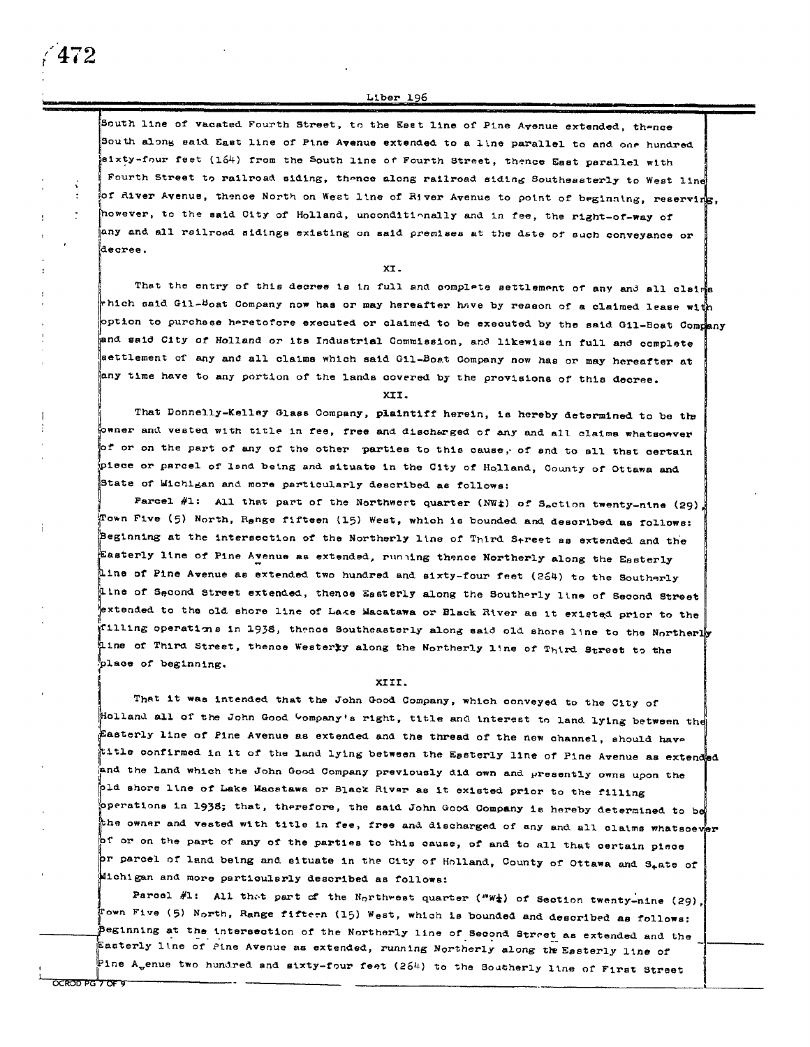South line of vacated Fourth Street, to the East line of Pine Avenue extended, thence South along said East line of Pine Avenue extended to a line parallel to and one hundred sixty-four feet (164) from the South line of Fourth Street, thence East parallel with Fourth Street to railroad siding, thence along railroad siding Southeasterly to West line of River Avenue, thence North on West line of River Avenue to point of beginning, reserving, however, to the said City of Holland, unconditionally and in fee, the right-of-way of any and all railroad sidings existing on said premises at the date of such conveyance or decree.

XI.

That the entry of this decree is in full and complete settlement of any and all claims which said Gil-Boat Company now has or may hereafter have by reason of a claimed lease with option to purchase heretofore executed or claimed to be executed by the said Gil-Boat Company and said City of Holland or its Industrial Commission, and likewise in full and complete settlement of any and all claims which said Gil-Boat Company now has or may hereafter at any time have to any portion of the lands covered by the provisions of this decree.

XII.

That Donnelly-Kelley Glass Company, plaintiff herein, is hereby determined to be the owner and vested with title in fee, free and discharged of any and all claims whatsoever of or on the part of any of the other parties to this cause, of and to all that certain piece or parcel of land being and situate in the City of Holland, County of Ottawa and State of Michigan and more particularly described as follows:

Parcel #1: All that part of the Northwest quarter (NW¼) of Section twenty-nine (29), Town Five (5) North, Range fifteen (15) West, which is bounded and described as follows: Beginning at the intersection of the Northerly line of Third Street as extended and the Easterly line of Pine Avenue as extended, running thence Northerly along the Easterly line of Pine Avenue as extended two hundred and sixty-four feet (264) to the Southerly line of Second Street extended, thence Easterly along the Southerly line of Second Street extended to the old shore line of Lake Macatawa or Black River as it existed prior to the filling operations in 1938, thence Southeasterly along said old shore line to the Northerly line of Third Street, thence Westerly along the Northerly line of Third Street to the place of beginning.

XIII.

That it was intended that the John Good Company, which conveyed to the City of Holland all of the John Good Company's right, title and interest to land lying between the Easterly line of Pine Avenue as extended and the thread of the new channel, should have title confirmed in it of the land lying between the Easterly line of Pine Avenue as extended and the land which the John Good Company previously did own and presently owns upon the old shore line of Lake Macatawa or Black River as it existed prior to the filling operations in 1938; that, therefore, the said John Good Company is hereby determined to be the owner and vested with title in fee, free and discharged of any and all claims whatsoever of or on the part of any of the parties to this cause, of and to all that certain piece or parcel of land being and situate in the City of Holland, County of Ottawa and State of Michigan and more particularly described as follows:

Parcel #1: All that part of the Northwest quarter (NW¼) of Section twenty-nine (29), Town Five (5) North, Range fifteen (15) West, which is bounded and described as follows: Beginning at the intersection of the Northerly line of Second Street as extended and the Easterly line of Pine Avenue as extended, running Northerly along the Easterly line of Pine Avenue two hundred and sixty-four feet (264) to the Southerly line of First Street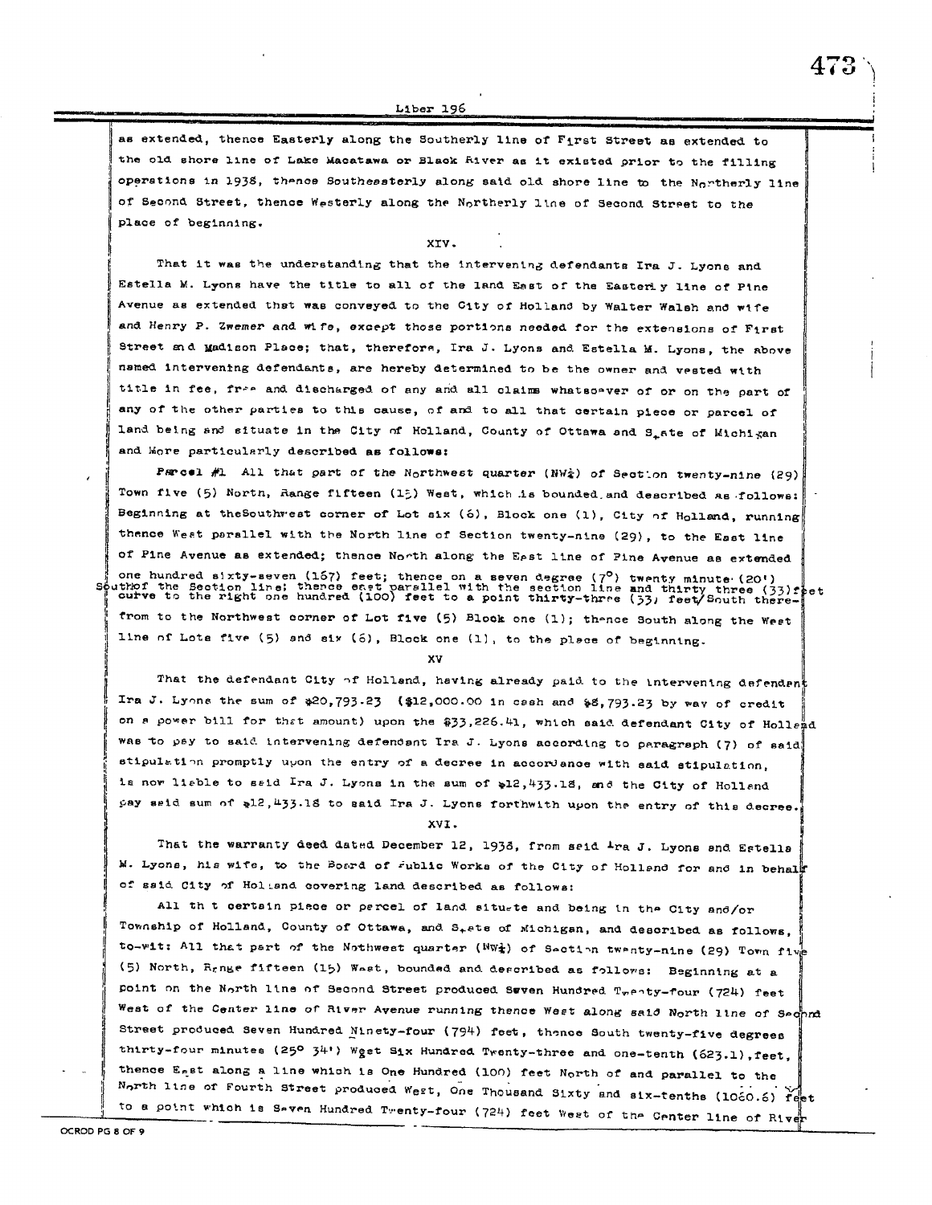as extended, thence Easterly along the Southerly line of First Street as extended to the old shore line of Lake Macatawa or Black River as it existed prior to the filling operations in 1938, thence Southeasterly along said old shore line to the Northerly line of Second Street, thence Westerly along the Northerly line of Second Street to the place of beginning.

XIV.

That it was the understanding that the intervening defendants Ira J. Lyons and Estella M. Lyons have the title to all of the land East of the Easterly line of Pine Avenue as extended that was conveyed to the City of Holland by Walter Walsh and wife and Henry P. Zwemer and wife, except those portions needed for the extensions of First Street and Madison Place; that, therefore, Ira J. Lyons and Estella M. Lyons, the above named intervening defendants, are hereby determined to be the owner and vested with title in fee, free and discharged of any and all claims whatsoever of or on the part of any of the other parties to this cause, of and to all that certain piece or parcel of land being and situate in the City of Holland, County of Ottawa and State of Michigan and More particularly described as follows:

Parcel #1 All that part of the Northwest quarter (NW¼) of Section twenty-nine (29) Town five (5) North, Range fifteen (15) West, which is bounded and described as follows: Beginning at the Southwest corner of Lot six (6), Block one (1), City of Holland, running thence West parallel with the North line of Section twenty-nine (29), to the East line of Pine Avenue as extended; thence North along the East line of Pine Avenue as extended one hundred sixty-seven (167) feet; thence on a seven degree (7°) twenty minute (20') curve to the right one hundred (100) feet to a point thirty-three (33) feet South of the Section line; thence east parallel with the section line and thirty three (33) feet South therefrom to the Northwest corner of Lot five (5) Block one (1); thence South along the West line of Lots five (5) and six (6), Block one (1), to the place of beginning.

XV

That the defendant City of Holland, having already paid to the intervening defendant Ira J. Lyons the sum of $20,793.23 ($12,000.00 in cash and $8,793.23 by way of credit on a power bill for that amount) upon the $33,226.41, which said defendant City of Holland was to pay to said intervening defendant Ira J. Lyons according to paragraph (7) of said stipulation promptly upon the entry of a decree in accordance with said stipulation, is now liable to said Ira J. Lyons in the sum of $12,433.18, and the City of Holland pay said sum of $12,433.18 to said Ira J. Lyons forthwith upon the entry of this decree.

XVI.

That the warranty deed dated December 12, 1938, from said Ira J. Lyons and Estella M. Lyons, his wife, to the Board of Public Works of the City of Holland for and in behalf of said City of Holland covering land described as follows:

All that certain piece or parcel of land situate and being in the City and/or Township of Holland, County of Ottawa, and State of Michigan, and described as follows, to-wit: All that part of the Nothwest quarter (NW¼) of Section twenty-nine (29) Town five (5) North, Range fifteen (15) West, bounded and described as follows: Beginning at a point on the North line of Second Street produced Seven Hundred Twenty-four (724) feet West of the Center line of River Avenue running thence West along said North line of Second Street produced Seven Hundred Ninety-four (794) feet, thence South twenty-five degrees thirty-four minutes (25° 34') West Six Hundred Twenty-three and one-tenth (623.1), feet, thence East along a line which is One Hundred (100) feet North of and parallel to the North line of Fourth Street produced West, One Thousand Sixty and six-tenths (1060.6) feet to a point which is Seven Hundred Twenty-four (724) feet West of the Center line of River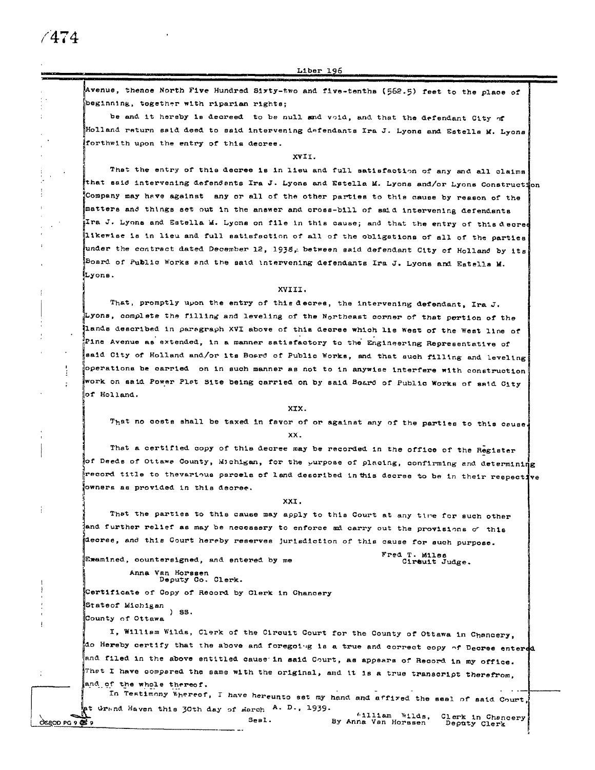Avenue, thence North Five Hundred Sixty-two and five-tenths (562.5) feet to the place of beginning, together with riparian rights;

be and it hereby is decreed to be null and void, and that the defendant City of Holland return said deed to said intervening defendants Ira J. Lyons and Estella M. Lyons forthwith upon the entry of this decree.

XVII.

That the entry of this decree is in lieu and full satisfaction of any and all claims that said intervening defendants Ira J. Lyons and Estella M. Lyons and/or Lyons Construction Company may have against any or all of the other parties to this cause by reason of the matters and things set out in the answer and cross-bill of said intervening defendants Ira J. Lyons and Estella M. Lyons on file in this cause; and that the entry of this decree likewise is in lieu and full satisfaction of all of the obligations of all of the parties under the contract dated December 12, 1938, between said defendant City of Holland by its Board of Public Works and the said intervening defendants Ira J. Lyons and Estella M. Lyons.

XVIII.

That, promptly upon the entry of this decree, the intervening defendant, Ira J. Lyons, complete the filling and leveling of the Northeast corner of that portion of the lands described in paragraph XVI above of this decree which lie West of the West line of Pine Avenue as extended, in a manner satisfactory to the Engineering Representative of said City of Holland and/or its Board of Public Works, and that such filling and leveling operations be carried on in such manner as not to in anywise interfere with construction work on said Power Plat Site being carried on by said Board of Public Works of said City of Holland.

XIX.

That no costs shall be taxed in favor of or against any of the parties to this cause.

XX.

That a certified copy of this decree may be recorded in the office of the Register of Deeds of Ottawa County, Michigan, for the purpose of placing, confirming and determining record title to thevarious parcels of land described in this decree to be in their respective owners as provided in this decree.

XXI.

That the parties to this cause may apply to this Court at any time for such other and further relief as may be necessary to enforce and carry out the provisions of this decree, and this Court hereby reserves jurisdiction of this cause for such purpose.

Examined, countersigned, and entered by me

Fred T. Miles
Circuit Judge.

Anna Van Horssen
Deputy Co. Clerk.

Certificate of Copy of Record by Clerk in Chancery

Stateof Michigan
) SS.
County of Ottawa

I, William Wilds, Clerk of the Circuit Court for the County of Ottawa in Chancery, do Hereby certify that the above and foregoing is a true and correct copy of Decree entered and filed in the above entitled cause in said Court, as appears of Record in my office. That I have compared the same with the original, and it is a true transcript therefrom, and of the whole thereof.

In Testimony Whereof, I have hereunto set my hand and affixed the seal of said Court, at Grand Haven this 30th day of March A. D., 1939.

Seal.

William Wilds, Clerk in Chancery
By Anna Van Horssen Deputy Clerk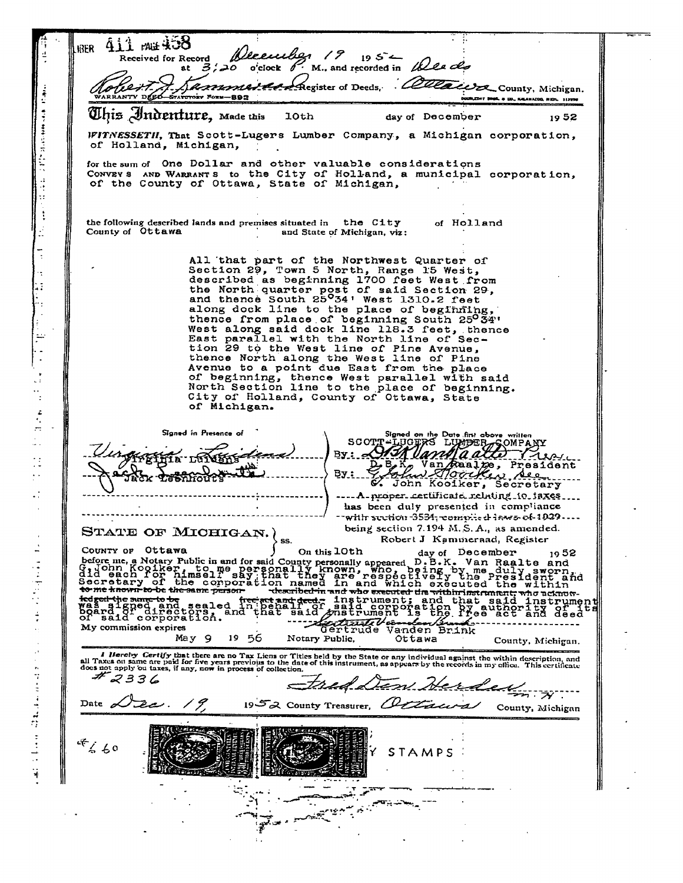LIBER 411 PAGE 458

Received for Record December 19 1952 at 3:20 o'clock P. M., and recorded in Deeds

Robert J. Kammeraad Register of Deeds, Ottawa County, Michigan.

WARRANTY DEED—STATUTORY FORM—892

# This Indenture,

Made this 10th day of December 1952

*WITNESSETH*, That Scott-Lugers Lumber Company, a Michigan corporation, of Holland, Michigan,

for the sum of One Dollar and other valuable considerations CONVEYS AND WARRANTS to the City of Holland, a municipal corporation, of the County of Ottawa, State of Michigan,

the following described lands and premises situated in the City of Holland County of Ottawa and State of Michigan, viz:

All that part of the Northwest Quarter of Section 29, Town 5 North, Range 15 West, described as beginning 1700 feet West from the North quarter post of said Section 29, and thence South 25°34' West 1310.2 feet along dock line to the place of beginning, thence from place of beginning South 25°34' West along said dock line 118.3 feet, thence East parallel with the North line of Section 29 to the West line of Pine Avenue, thence North along the West line of Pine Avenue to a point due East from the place of beginning, thence West parallel with said North Section line to the place of beginning. City of Holland, County of Ottawa, State of Michigan.

Signed in Presence of

Virginia Luidens
Virginia Luidens

Jack Leenhouts
Jack Leenhouts

Signed on the Date first above written
SCOTT-LUGERS LUMBER COMPANY

By: D.B.K. Van Raalte Pres.
D.B.K. Van Raalte, President

By: G. John Kooiker Sec.
G. John Kooiker, Secretary

A proper certificate relating to taxes has been duly presented in compliance with section 3534, compiled laws of 1929 being section 7.194 M.S.A., as amended.
Robert J Kammeraad, Register

STATE OF MICHIGAN, } ss.
COUNTY OF Ottawa }

On this 10th day of December 1952 before me, a Notary Public in and for said County personally appeared D.B.K. Van Raalte and G. John Kooiker, to me personally known, who, being by me duly sworn, did each for himself say that they are respectively the President and Secretary of the corporation named in and which executed the within ~~to me known to be the same person described in and who executed the within instrument, who acknowledged the same to be free act and deed.~~ instrument; and that said instrument was signed and sealed in behalf of said corporation by authority of its board of directors, and that said instrument is the free act and deed of said corporation.

Gertrude Vanden Brink
Gertrude Vanden Brink

My commission expires May 9 1956 Notary Public, Ottawa County, Michigan.

*I Hereby Certify* that there are no Tax Liens or Titles held by the State or any individual against the within description, and all Taxes on same are paid for five years previous to the date of this instrument, as appears by the records in my office. This certificate does not apply to taxes, if any, now in process of collection.

#2336

Fred Den Herder

Date Dec. 19, 1952 County Treasurer, Ottawa County, Michigan

#60 STAMPS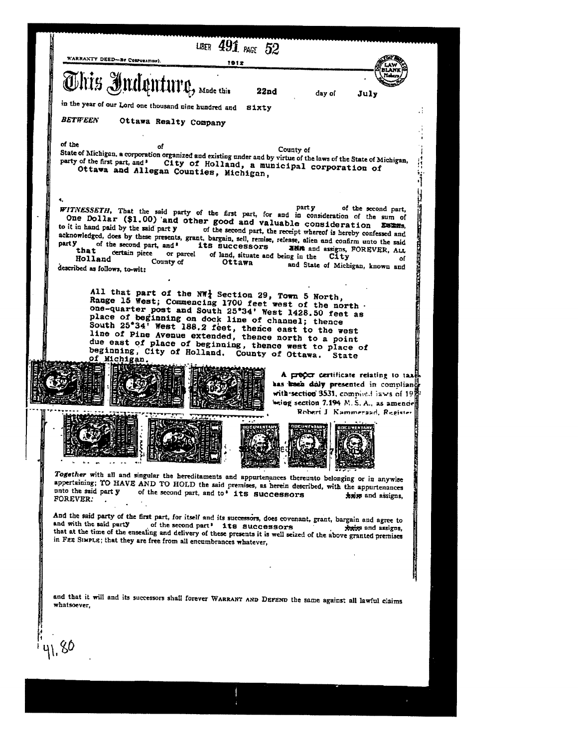LIBER 491 PAGE 52

WARRANTY DEED—BY CORPORATION. 1912

# This Indenture, Made this 22nd day of July

in the year of our Lord one thousand nine hundred and sixty

*BETWEEN* Ottawa Realty Company

of the of County of
State of Michigan, a corporation organized and existing under and by virtue of the laws of the State of Michigan, party of the first part, and City of Holland, a municipal corporation of Ottawa and Allegan Counties, Michigan,

party of the second part,

*WITNESSETH*, That the said party of the first part, for and in consideration of the sum of One Dollar ($1.00) and other good and valuable consideration ~~Dollars~~, to it in hand paid by the said party of the second part, the receipt whereof is hereby confessed and acknowledged, does by these presents, grant, bargain, sell, remise, release, alien and confirm unto the said party of the second part, and its successors ~~and~~ and assigns, FOREVER, ALL that certain piece or parcel of land, situate and being in the City of Holland County of Ottawa and State of Michigan, known and described as follows, to-wit:

All that part of the NW¼ Section 29, Town 5 North, Range 15 West; Commencing 1700 feet west of the north one-quarter post and South 25°34' West 1428.50 feet as place of beginning on dock line of channel; thence South 25°34' West 188.2 feet, thence east to the west line of Pine Avenue extended, thence north to a point due east of place of beginning, thence west to place of beginning, City of Holland. County of Ottawa. State of Michigan.

A proper certificate relating to taxes has been duly presented in compliance with section 3531, compiled laws of 19[..] being section 7.194 M. S. A., as amended
Robert J. Kammeraad, Register

*Together* with all and singular the hereditaments and appurtenances thereunto belonging or in anywise appertaining; TO HAVE AND TO HOLD the said premises, as herein described, with the appurtenances unto the said party of the second part, and to its successors ~~heirs~~ and assigns, FOREVER:

And the said party of the first part, for itself and its successors, does covenant, grant, bargain and agree to and with the said party of the second part its successors ~~heirs~~ and assigns, that at the time of the ensealing and delivery of these presents it is well seized of the above granted premises in FEE SIMPLE; that they are free from all encumbrances whatever,

and that it will and its successors shall forever WARRANT AND DEFEND the same against all lawful claims whatsoever,

41.80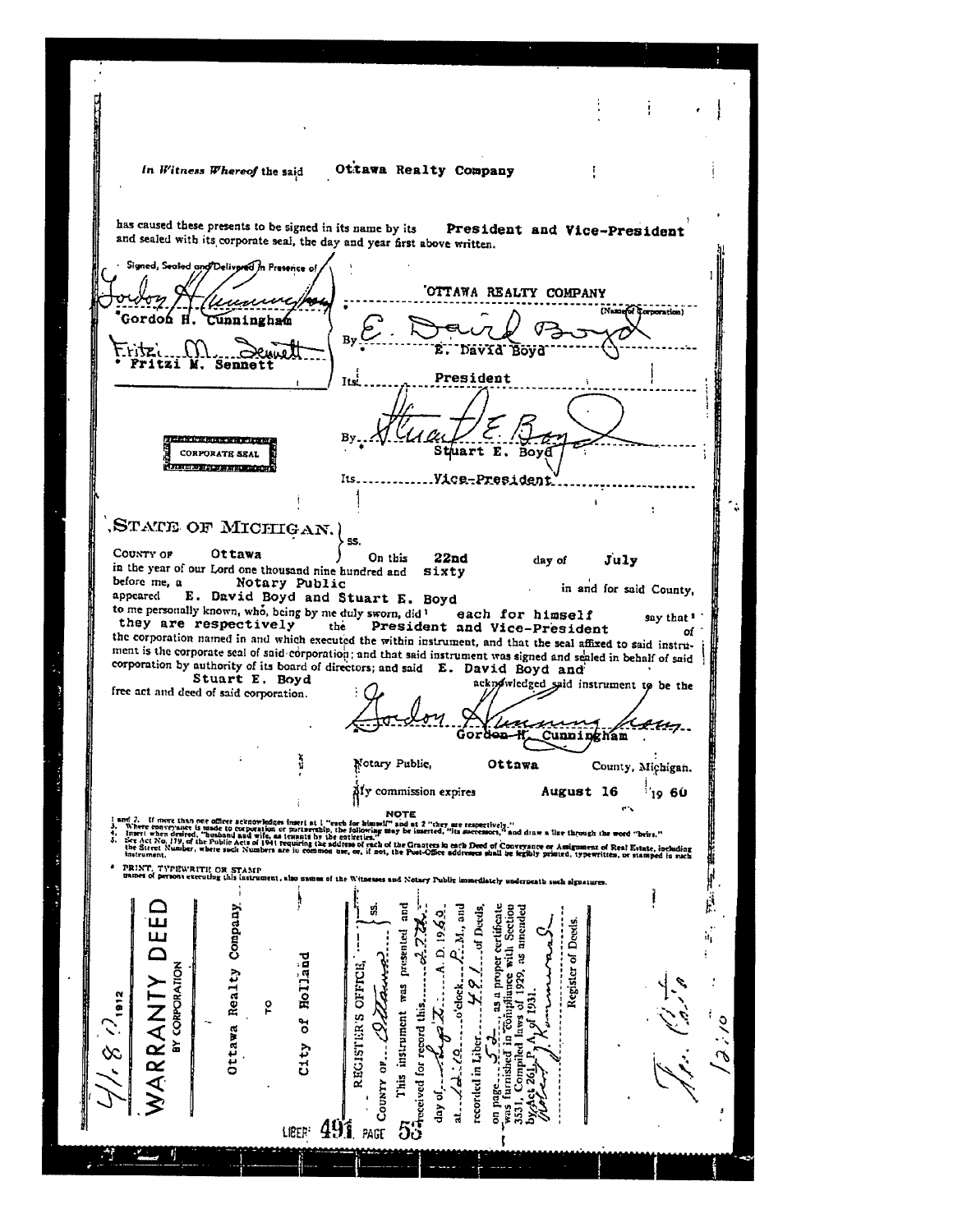*In Witness Whereof* the said Ottawa Realty Company

has caused these presents to be signed in its name by its President and Vice-President and sealed with its corporate seal, the day and year first above written.

Signed, Sealed and Delivered in Presence of

Gordon H. Cunningham
Gordon H. Cunningham

Fritzi M. Sennett
Fritzi M. Sennett

CORPORATE SEAL

OTTAWA REALTY COMPANY
(Name of Corporation)

By E. David Boyd
E. David Boyd
Its President

By Stuart E. Boyd
Stuart E. Boyd
Its Vice-President

STATE OF MICHIGAN, } ss.
COUNTY OF Ottawa

On this 22nd day of July in the year of our Lord one thousand nine hundred and sixty before me, a Notary Public in and for said County, appeared E. David Boyd and Stuart E. Boyd to me personally known, who, being by me duly sworn, did [1] each for himself say that [2] they are respectively the President and Vice-President of the corporation named in and which executed the within instrument, and that the seal affixed to said instrument is the corporate seal of said corporation; and that said instrument was signed and sealed in behalf of said corporation by authority of its board of directors; and said E. David Boyd and Stuart E. Boyd acknowledged said instrument to be the free act and deed of said corporation.

Gordon H. Cunningham
Gordon H. Cunningham

Notary Public, Ottawa County, Michigan.

My commission expires August 16 19 60

**NOTE**

1 and 2. If more than one officer acknowledges insert at 1 "each for himself" and at 2 "they are respectively."
3. Where conveyance is made to corporation or partnership, the following may be inserted, "its successors," and draw a line through the word "heirs."
4. Insert when desired, "husband and wife, as tenants by the entireties."
5. See Act No. 179, of the Public Acts of 1941 requiring the address of each of the Grantees in each Deed of Conveyance or Assignment of Real Estate, including the Street Number, where such Numbers are in common use, or, if not, the Post-Office addresses shall be legibly printed, typewritten, or stamped in such instrument.

\* PRINT, TYPEWRITE OR STAMP names of persons executing this instrument, also names of the Witnesses and Notary Public immediately underneath such signatures.

4/1 8 ? 1912

**WARRANTY DEED**
BY CORPORATION

Ottawa Realty Company

TO

City of Holland

REGISTER'S OFFICE, } ss.
COUNTY OF Ottawa

This instrument was presented and received for record this 27th day of Sept A. D. 1960 at 12:10 o'clock P. M., and recorded in Liber 491 of Deeds, on page 53, as a proper certificate was furnished in compliance with Section 3531, Compiled laws of 1929, as amended by Act 261, P. A. of 1931.

Robert J. Kammeraad
Register of Deeds.

12:10

LIBER 491 PAGE 53